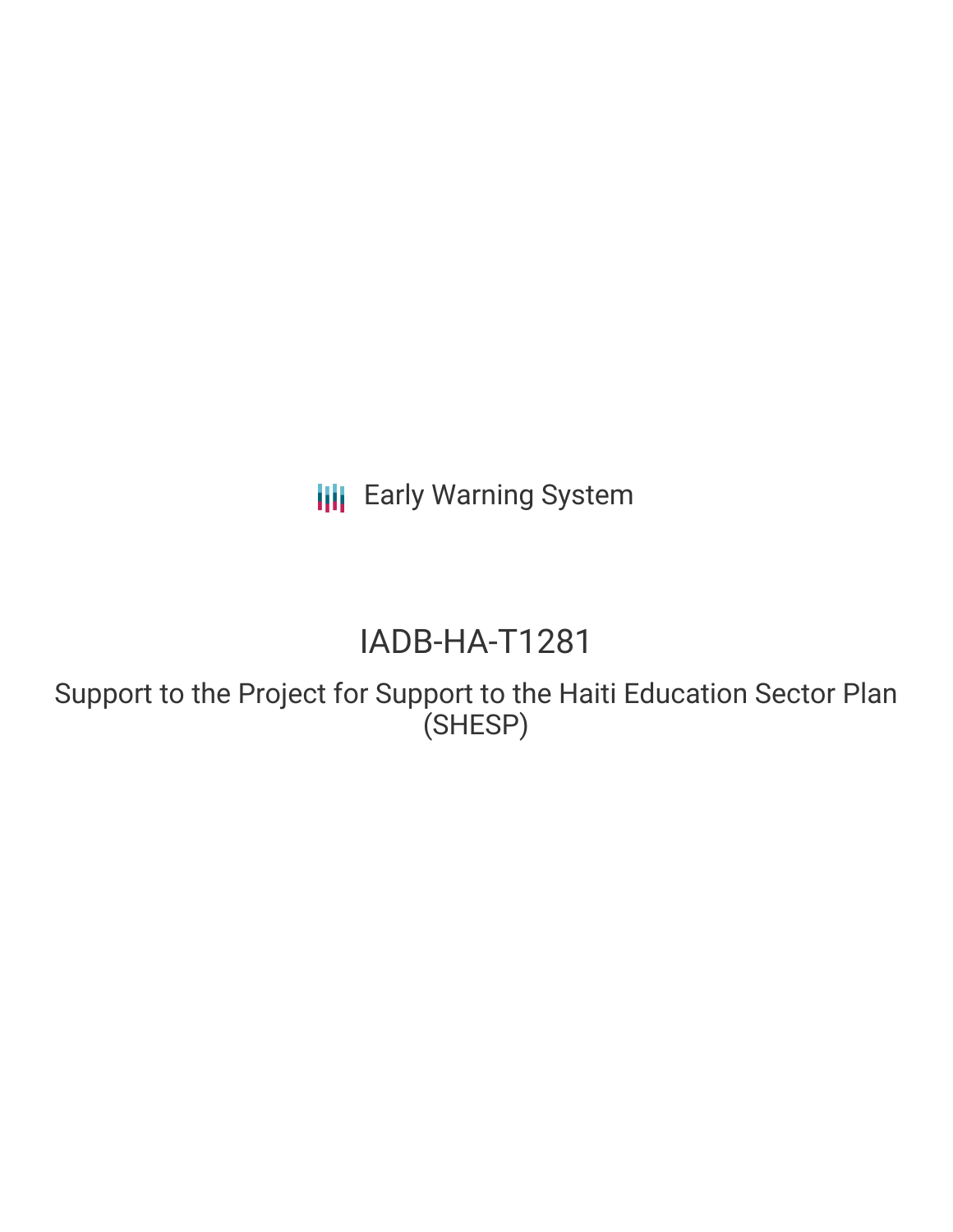Early Warning System

# IADB-HA-T1281

## Support to the Project for Support to the Haiti Education Sector Plan (SHESP)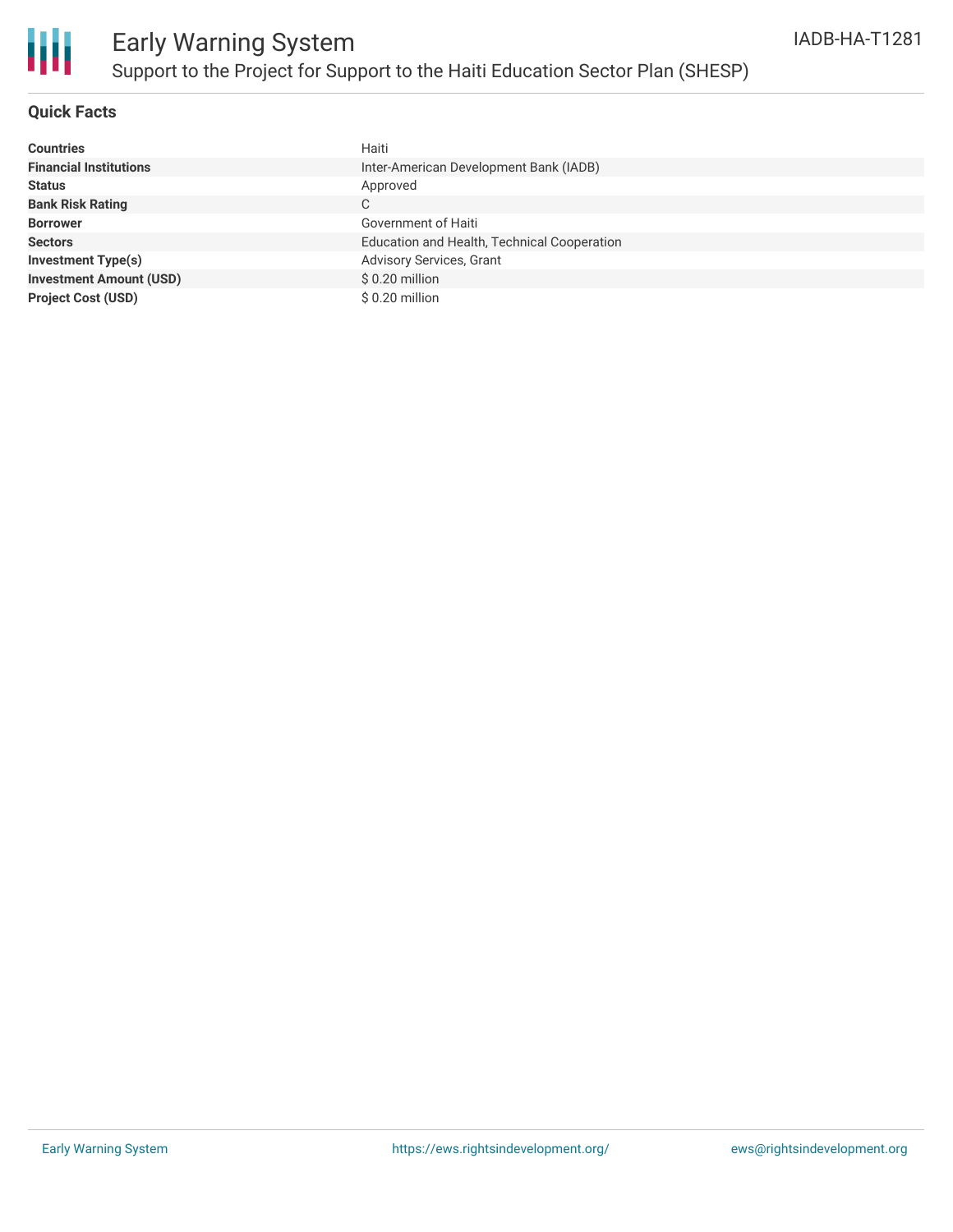# Early Warning System

## Support to the Project for Support to the Haiti Education Sector Plan (SHESP)

IADB-HA-T1281

### Quick Facts

| | |
|---|---|
| **Countries** | Haiti |
| **Financial Institutions** | Inter-American Development Bank (IADB) |
| **Status** | Approved |
| **Bank Risk Rating** | C |
| **Borrower** | Government of Haiti |
| **Sectors** | Education and Health, Technical Cooperation |
| **Investment Type(s)** | Advisory Services, Grant |
| **Investment Amount (USD)** | $ 0.20 million |
| **Project Cost (USD)** | $ 0.20 million |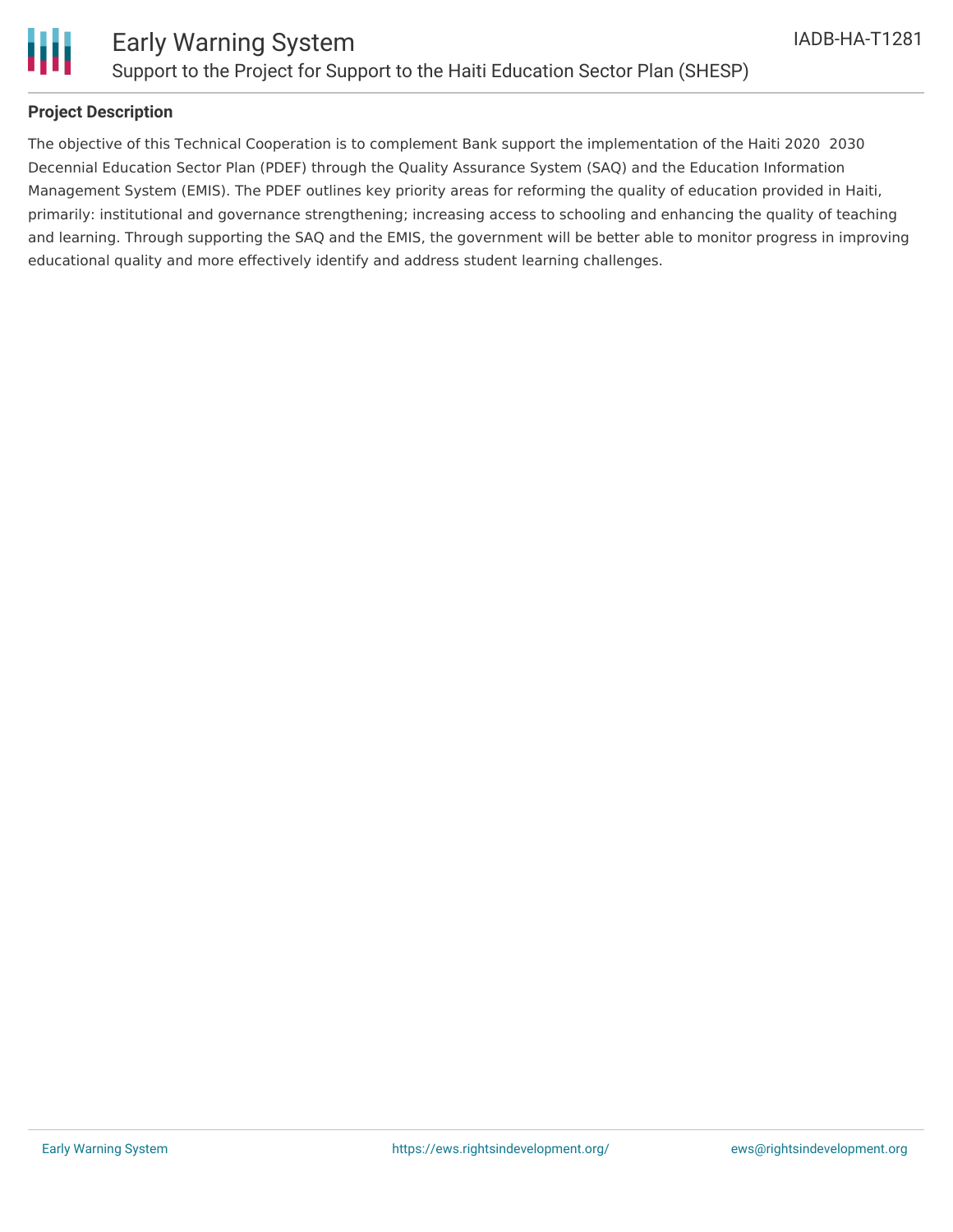**Project Description**

The objective of this Technical Cooperation is to complement Bank support the implementation of the Haiti 2020  2030 Decennial Education Sector Plan (PDEF) through the Quality Assurance System (SAQ) and the Education Information Management System (EMIS). The PDEF outlines key priority areas for reforming the quality of education provided in Haiti, primarily: institutional and governance strengthening; increasing access to schooling and enhancing the quality of teaching and learning. Through supporting the SAQ and the EMIS, the government will be better able to monitor progress in improving educational quality and more effectively identify and address student learning challenges.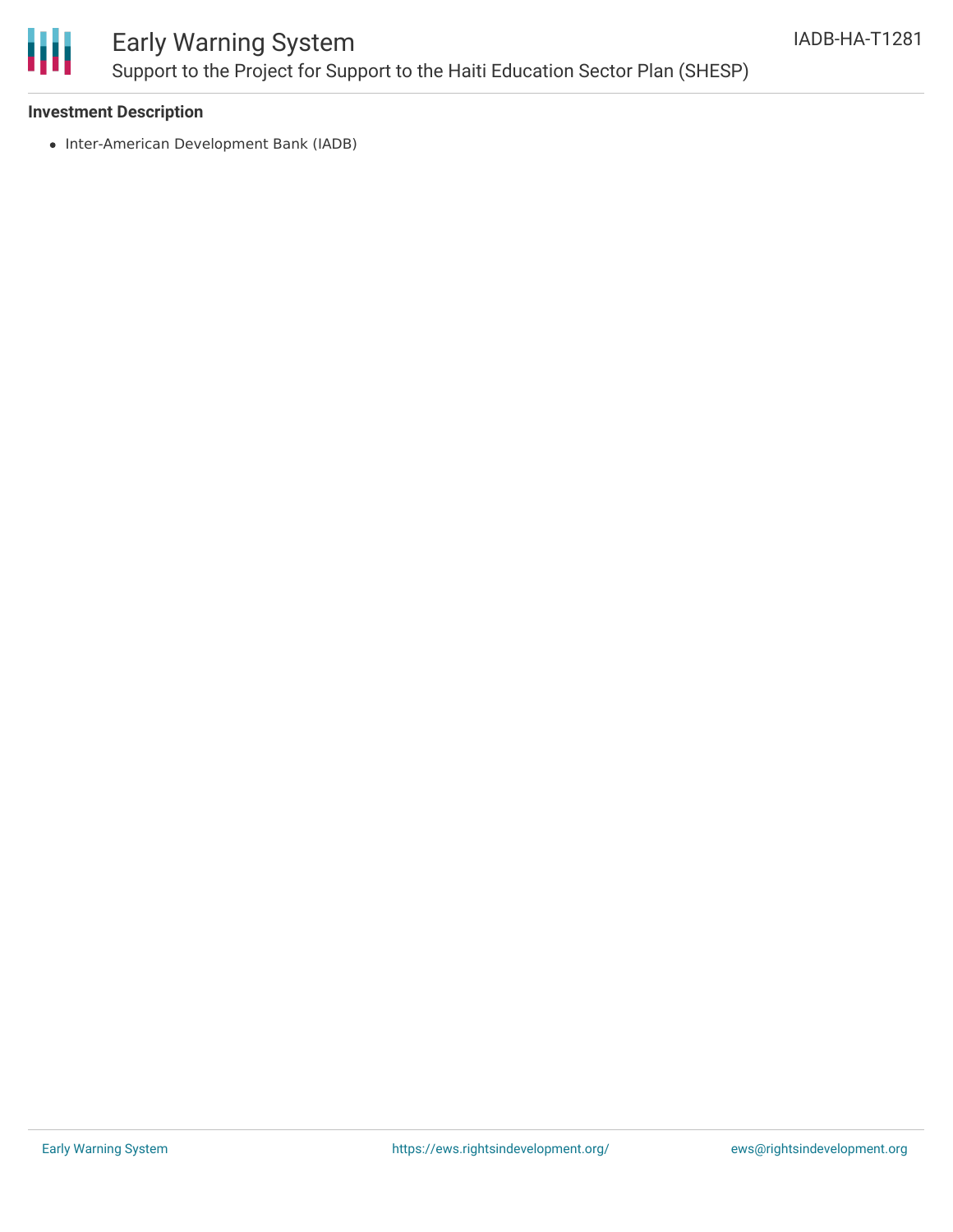**Investment Description**

- Inter-American Development Bank (IADB)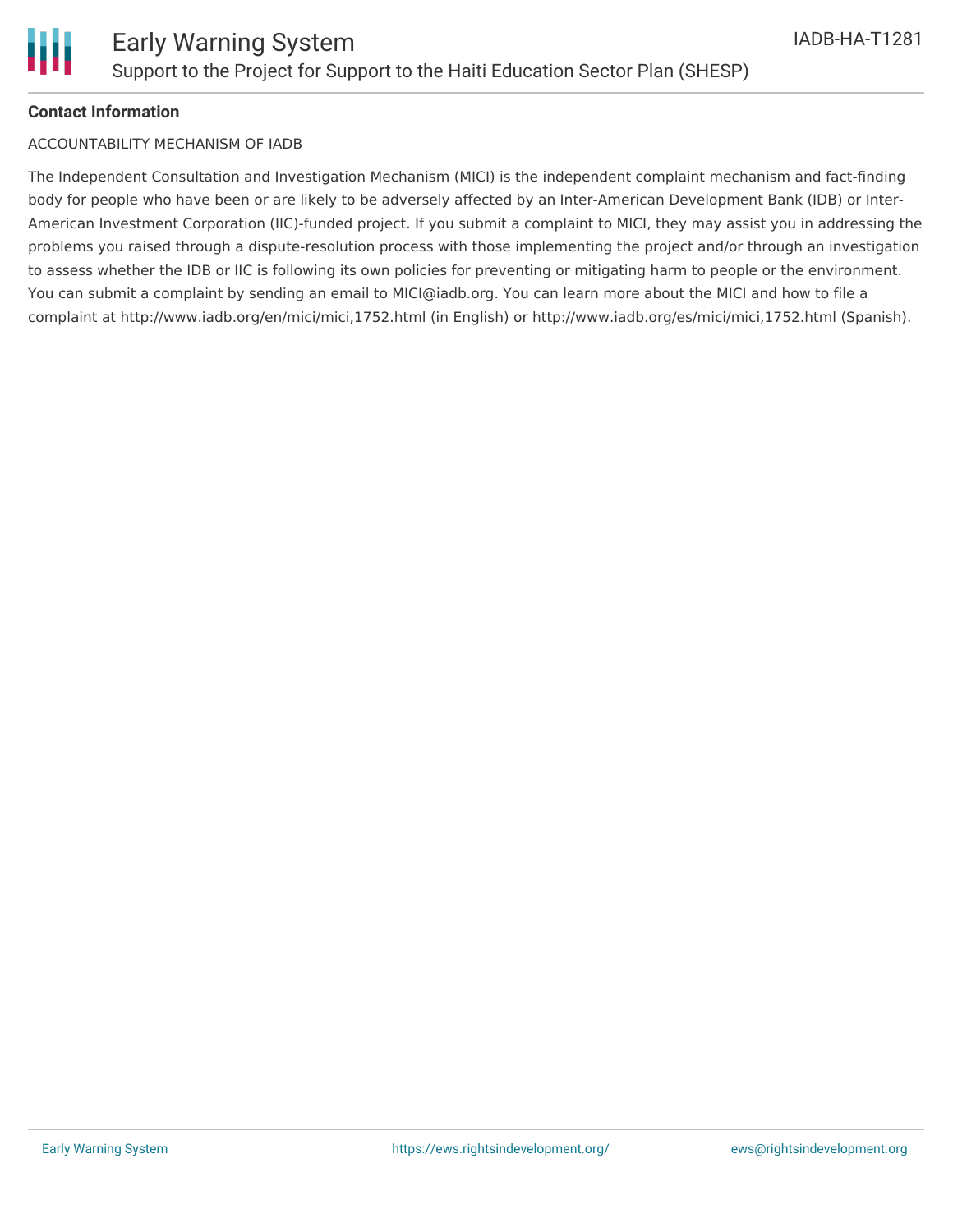**Contact Information**

ACCOUNTABILITY MECHANISM OF IADB

The Independent Consultation and Investigation Mechanism (MICI) is the independent complaint mechanism and fact-finding body for people who have been or are likely to be adversely affected by an Inter-American Development Bank (IDB) or Inter-American Investment Corporation (IIC)-funded project. If you submit a complaint to MICI, they may assist you in addressing the problems you raised through a dispute-resolution process with those implementing the project and/or through an investigation to assess whether the IDB or IIC is following its own policies for preventing or mitigating harm to people or the environment. You can submit a complaint by sending an email to MICI@iadb.org. You can learn more about the MICI and how to file a complaint at http://www.iadb.org/en/mici/mici,1752.html (in English) or http://www.iadb.org/es/mici/mici,1752.html (Spanish).